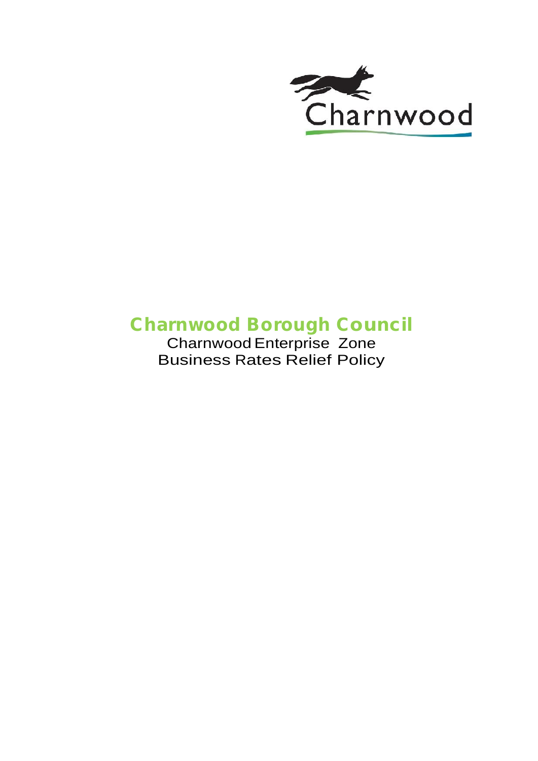# Charnwood Borough Council

Charnwood Enterprise Zone
Business Rates Relief Policy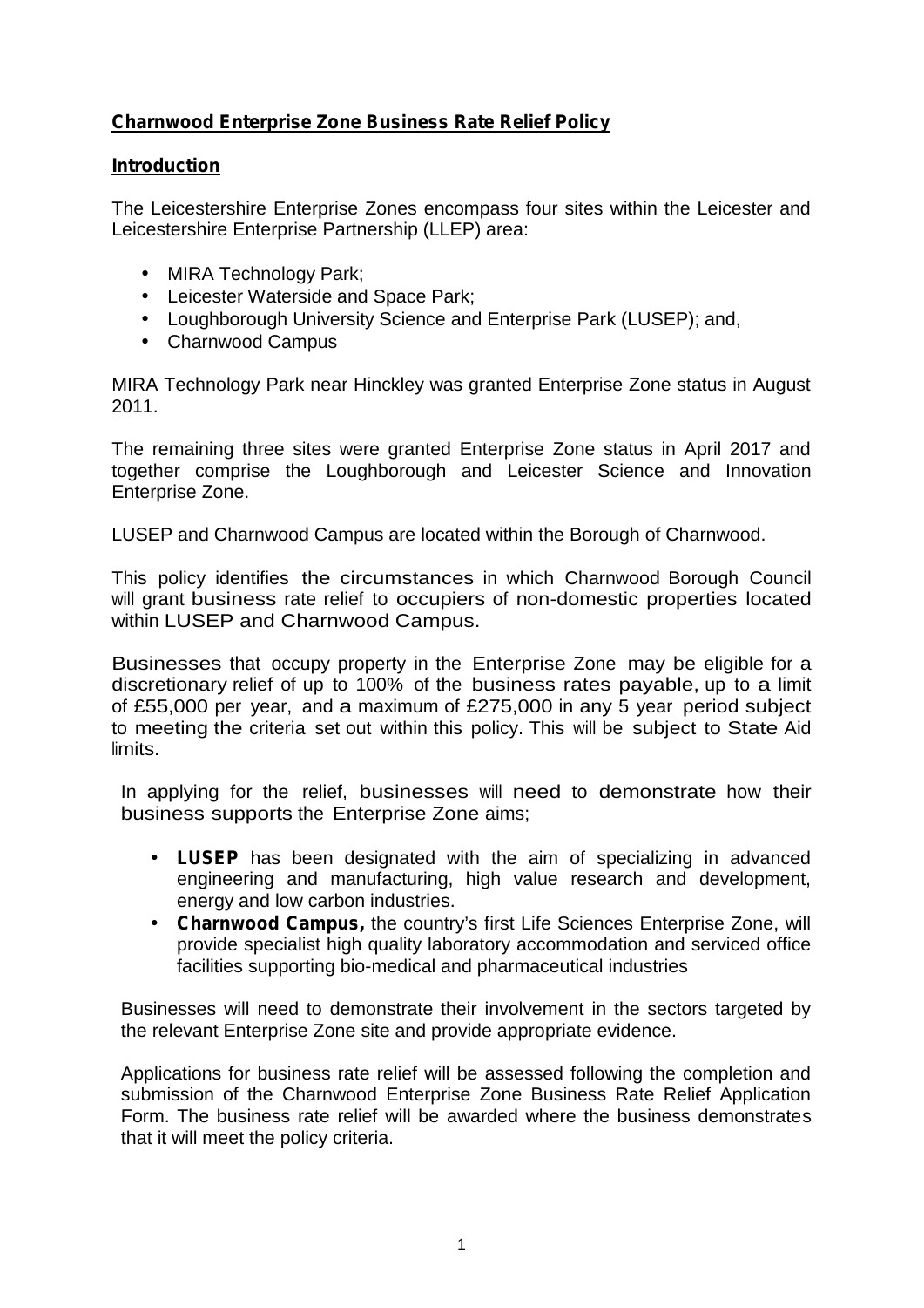**Charnwood Enterprise Zone Business Rate Relief Policy**

**Introduction**

The Leicestershire Enterprise Zones encompass four sites within the Leicester and Leicestershire Enterprise Partnership (LLEP) area:

- MIRA Technology Park;
- Leicester Waterside and Space Park;
- Loughborough University Science and Enterprise Park (LUSEP); and,
- Charnwood Campus

MIRA Technology Park near Hinckley was granted Enterprise Zone status in August 2011.

The remaining three sites were granted Enterprise Zone status in April 2017 and together comprise the Loughborough and Leicester Science and Innovation Enterprise Zone.

LUSEP and Charnwood Campus are located within the Borough of Charnwood.

This policy identifies the circumstances in which Charnwood Borough Council will grant business rate relief to occupiers of non-domestic properties located within LUSEP and Charnwood Campus.

Businesses that occupy property in the Enterprise Zone may be eligible for a discretionary relief of up to 100% of the business rates payable, up to a limit of £55,000 per year, and a maximum of £275,000 in any 5 year period subject to meeting the criteria set out within this policy. This will be subject to State Aid limits.

In applying for the relief, businesses will need to demonstrate how their business supports the Enterprise Zone aims;

- **LUSEP** has been designated with the aim of specializing in advanced engineering and manufacturing, high value research and development, energy and low carbon industries.
- **Charnwood Campus,** the country's first Life Sciences Enterprise Zone, will provide specialist high quality laboratory accommodation and serviced office facilities supporting bio-medical and pharmaceutical industries

Businesses will need to demonstrate their involvement in the sectors targeted by the relevant Enterprise Zone site and provide appropriate evidence.

Applications for business rate relief will be assessed following the completion and submission of the Charnwood Enterprise Zone Business Rate Relief Application Form. The business rate relief will be awarded where the business demonstrates that it will meet the policy criteria.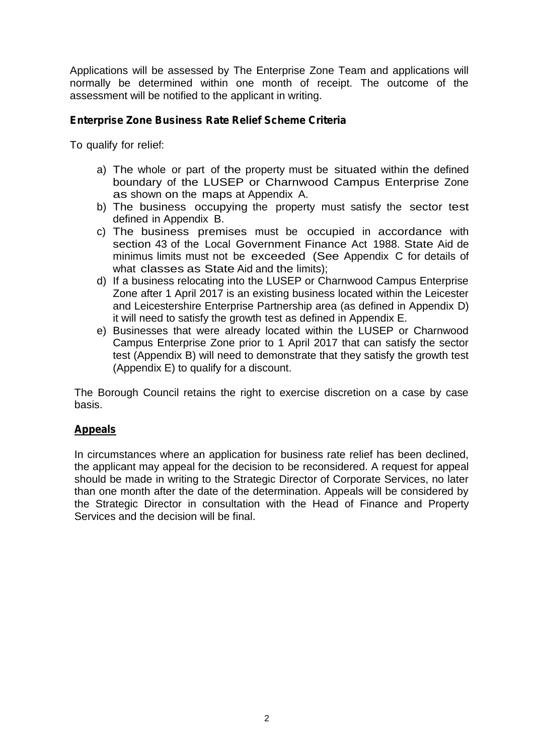Applications will be assessed by The Enterprise Zone Team and applications will normally be determined within one month of receipt. The outcome of the assessment will be notified to the applicant in writing.

**Enterprise Zone Business Rate Relief Scheme Criteria**

To qualify for relief:

a) The whole or part of the property must be situated within the defined boundary of the LUSEP or Charnwood Campus Enterprise Zone as shown on the maps at Appendix A.
b) The business occupying the property must satisfy the sector test defined in Appendix B.
c) The business premises must be occupied in accordance with section 43 of the Local Government Finance Act 1988. State Aid de minimus limits must not be exceeded (See Appendix C for details of what classes as State Aid and the limits);
d) If a business relocating into the LUSEP or Charnwood Campus Enterprise Zone after 1 April 2017 is an existing business located within the Leicester and Leicestershire Enterprise Partnership area (as defined in Appendix D) it will need to satisfy the growth test as defined in Appendix E.
e) Businesses that were already located within the LUSEP or Charnwood Campus Enterprise Zone prior to 1 April 2017 that can satisfy the sector test (Appendix B) will need to demonstrate that they satisfy the growth test (Appendix E) to qualify for a discount.

The Borough Council retains the right to exercise discretion on a case by case basis.

**Appeals**

In circumstances where an application for business rate relief has been declined, the applicant may appeal for the decision to be reconsidered. A request for appeal should be made in writing to the Strategic Director of Corporate Services, no later than one month after the date of the determination. Appeals will be considered by the Strategic Director in consultation with the Head of Finance and Property Services and the decision will be final.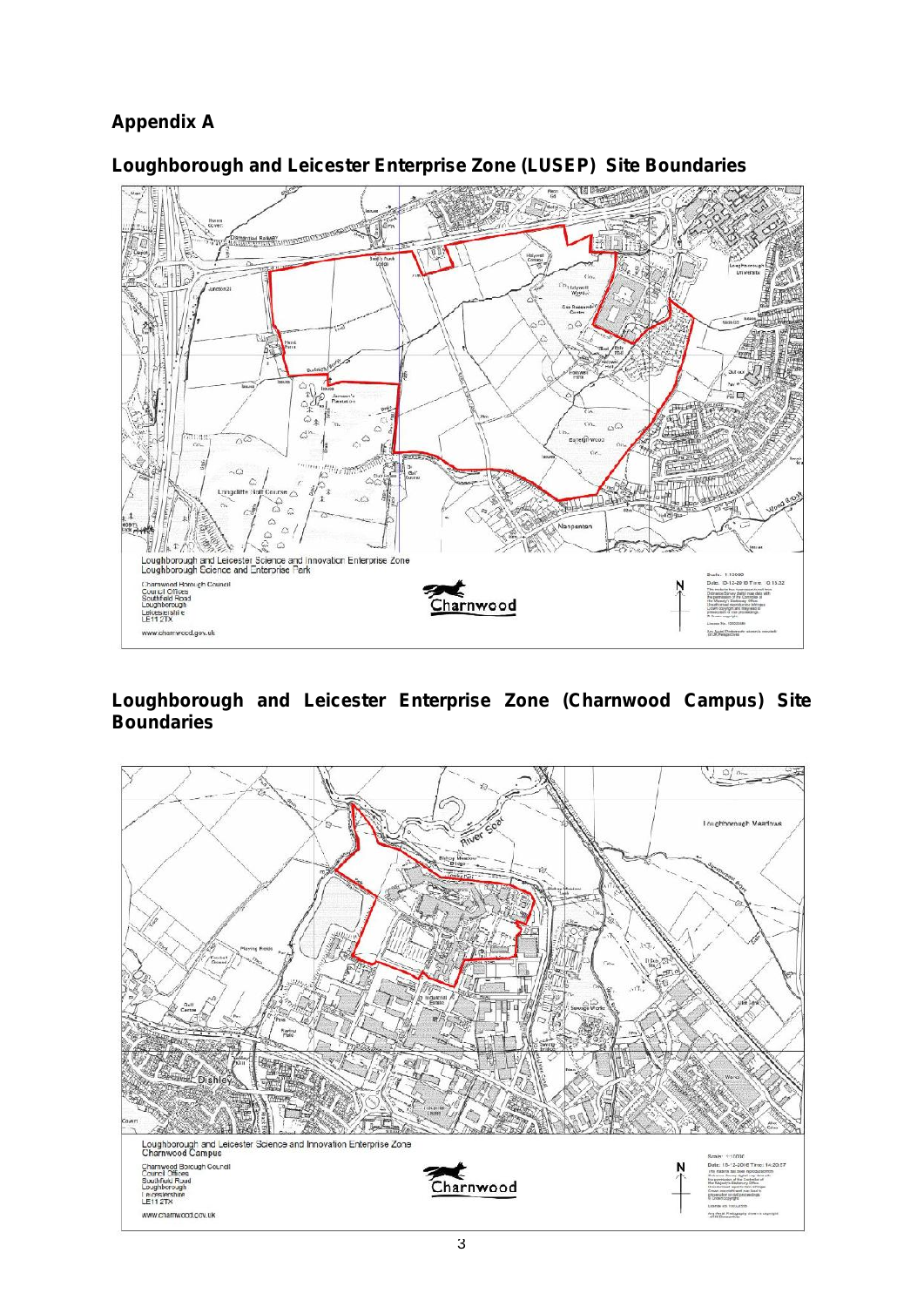## Appendix A

**Loughborough and Leicester Enterprise Zone (LUSEP) Site Boundaries**

Loughborough and Leicester Science and Innovation Enterprise Zone
Loughborough Science and Enterprise Park

Charnwood Borough Council
Council Offices
Southfield Road
Loughborough
Leicestershire
LE11 2TX

www.charnwood.gov.uk

Charnwood

**Loughborough and Leicester Enterprise Zone (Charnwood Campus) Site Boundaries**

Loughborough and Leicester Science and Innovation Enterprise Zone
Charnwood Campus

Charnwood Borough Council
Council Offices
Southfield Road
Loughborough
Leicestershire
LE11 2TX

www.charnwood.gov.uk

Charnwood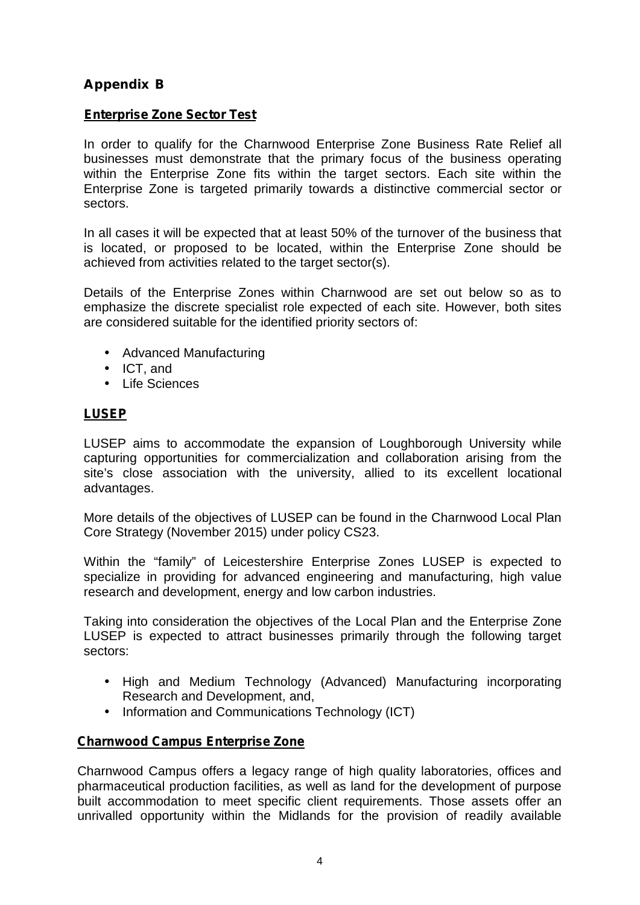## Appendix B

### Enterprise Zone Sector Test

In order to qualify for the Charnwood Enterprise Zone Business Rate Relief all businesses must demonstrate that the primary focus of the business operating within the Enterprise Zone fits within the target sectors. Each site within the Enterprise Zone is targeted primarily towards a distinctive commercial sector or sectors.

In all cases it will be expected that at least 50% of the turnover of the business that is located, or proposed to be located, within the Enterprise Zone should be achieved from activities related to the target sector(s).

Details of the Enterprise Zones within Charnwood are set out below so as to emphasize the discrete specialist role expected of each site. However, both sites are considered suitable for the identified priority sectors of:

- Advanced Manufacturing
- ICT, and
- Life Sciences

### LUSEP

LUSEP aims to accommodate the expansion of Loughborough University while capturing opportunities for commercialization and collaboration arising from the site's close association with the university, allied to its excellent locational advantages.

More details of the objectives of LUSEP can be found in the Charnwood Local Plan Core Strategy (November 2015) under policy CS23.

Within the "family" of Leicestershire Enterprise Zones LUSEP is expected to specialize in providing for advanced engineering and manufacturing, high value research and development, energy and low carbon industries.

Taking into consideration the objectives of the Local Plan and the Enterprise Zone LUSEP is expected to attract businesses primarily through the following target sectors:

- High and Medium Technology (Advanced) Manufacturing incorporating Research and Development, and,
- Information and Communications Technology (ICT)

### Charnwood Campus Enterprise Zone

Charnwood Campus offers a legacy range of high quality laboratories, offices and pharmaceutical production facilities, as well as land for the development of purpose built accommodation to meet specific client requirements. Those assets offer an unrivalled opportunity within the Midlands for the provision of readily available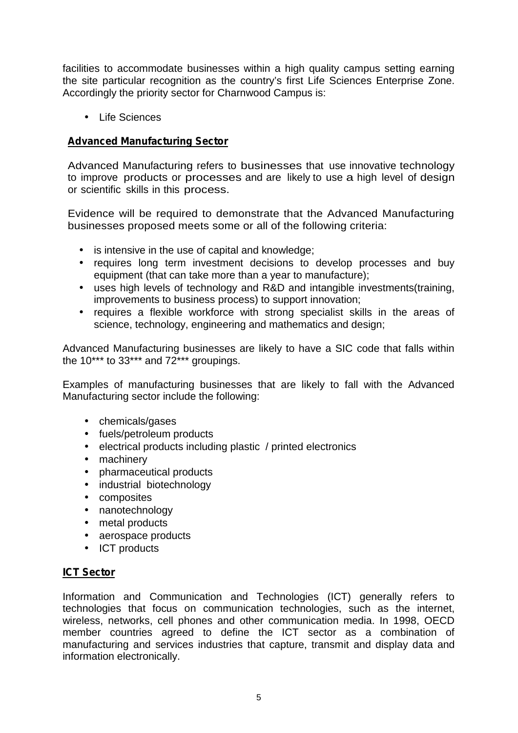facilities to accommodate businesses within a high quality campus setting earning the site particular recognition as the country's first Life Sciences Enterprise Zone. Accordingly the priority sector for Charnwood Campus is:

- Life Sciences

## Advanced Manufacturing Sector

Advanced Manufacturing refers to businesses that use innovative technology to improve products or processes and are likely to use a high level of design or scientific skills in this process.

Evidence will be required to demonstrate that the Advanced Manufacturing businesses proposed meets some or all of the following criteria:

- is intensive in the use of capital and knowledge;
- requires long term investment decisions to develop processes and buy equipment (that can take more than a year to manufacture);
- uses high levels of technology and R&D and intangible investments(training, improvements to business process) to support innovation;
- requires a flexible workforce with strong specialist skills in the areas of science, technology, engineering and mathematics and design;

Advanced Manufacturing businesses are likely to have a SIC code that falls within the 10*** to 33*** and 72*** groupings.

Examples of manufacturing businesses that are likely to fall with the Advanced Manufacturing sector include the following:

- chemicals/gases
- fuels/petroleum products
- electrical products including plastic / printed electronics
- machinery
- pharmaceutical products
- industrial biotechnology
- composites
- nanotechnology
- metal products
- aerospace products
- ICT products

## ICT Sector

Information and Communication and Technologies (ICT) generally refers to technologies that focus on communication technologies, such as the internet, wireless, networks, cell phones and other communication media. In 1998, OECD member countries agreed to define the ICT sector as a combination of manufacturing and services industries that capture, transmit and display data and information electronically.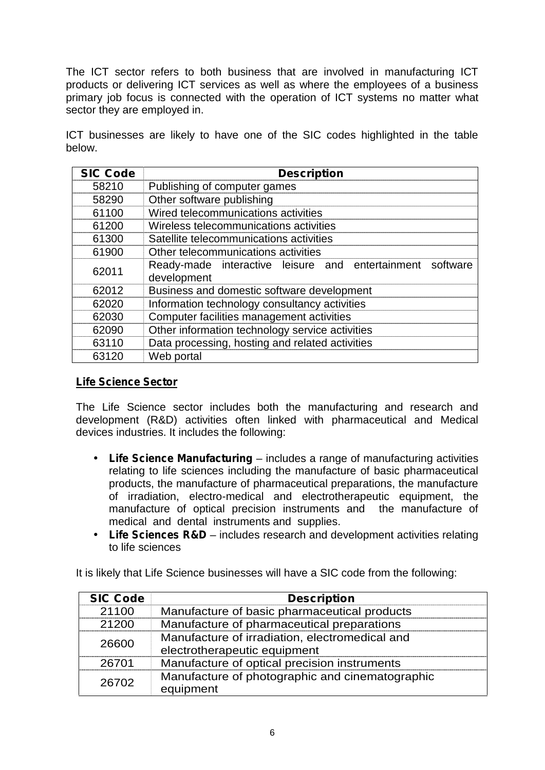The ICT sector refers to both business that are involved in manufacturing ICT products or delivering ICT services as well as where the employees of a business primary job focus is connected with the operation of ICT systems no matter what sector they are employed in.

ICT businesses are likely to have one of the SIC codes highlighted in the table below.

| SIC Code | Description |
|---|---|
| 58210 | Publishing of computer games |
| 58290 | Other software publishing |
| 61100 | Wired telecommunications activities |
| 61200 | Wireless telecommunications activities |
| 61300 | Satellite telecommunications activities |
| 61900 | Other telecommunications activities |
| 62011 | Ready-made interactive leisure and entertainment software development |
| 62012 | Business and domestic software development |
| 62020 | Information technology consultancy activities |
| 62030 | Computer facilities management activities |
| 62090 | Other information technology service activities |
| 63110 | Data processing, hosting and related activities |
| 63120 | Web portal |

## Life Science Sector

The Life Science sector includes both the manufacturing and research and development (R&D) activities often linked with pharmaceutical and Medical devices industries. It includes the following:

- **Life Science Manufacturing** – includes a range of manufacturing activities relating to life sciences including the manufacture of basic pharmaceutical products, the manufacture of pharmaceutical preparations, the manufacture of irradiation, electro-medical and electrotherapeutic equipment, the manufacture of optical precision instruments and the manufacture of medical and dental instruments and supplies.
- **Life Sciences R&D** – includes research and development activities relating to life sciences

It is likely that Life Science businesses will have a SIC code from the following:

| SIC Code | Description |
|---|---|
| 21100 | Manufacture of basic pharmaceutical products |
| 21200 | Manufacture of pharmaceutical preparations |
| 26600 | Manufacture of irradiation, electromedical and electrotherapeutic equipment |
| 26701 | Manufacture of optical precision instruments |
| 26702 | Manufacture of photographic and cinematographic equipment |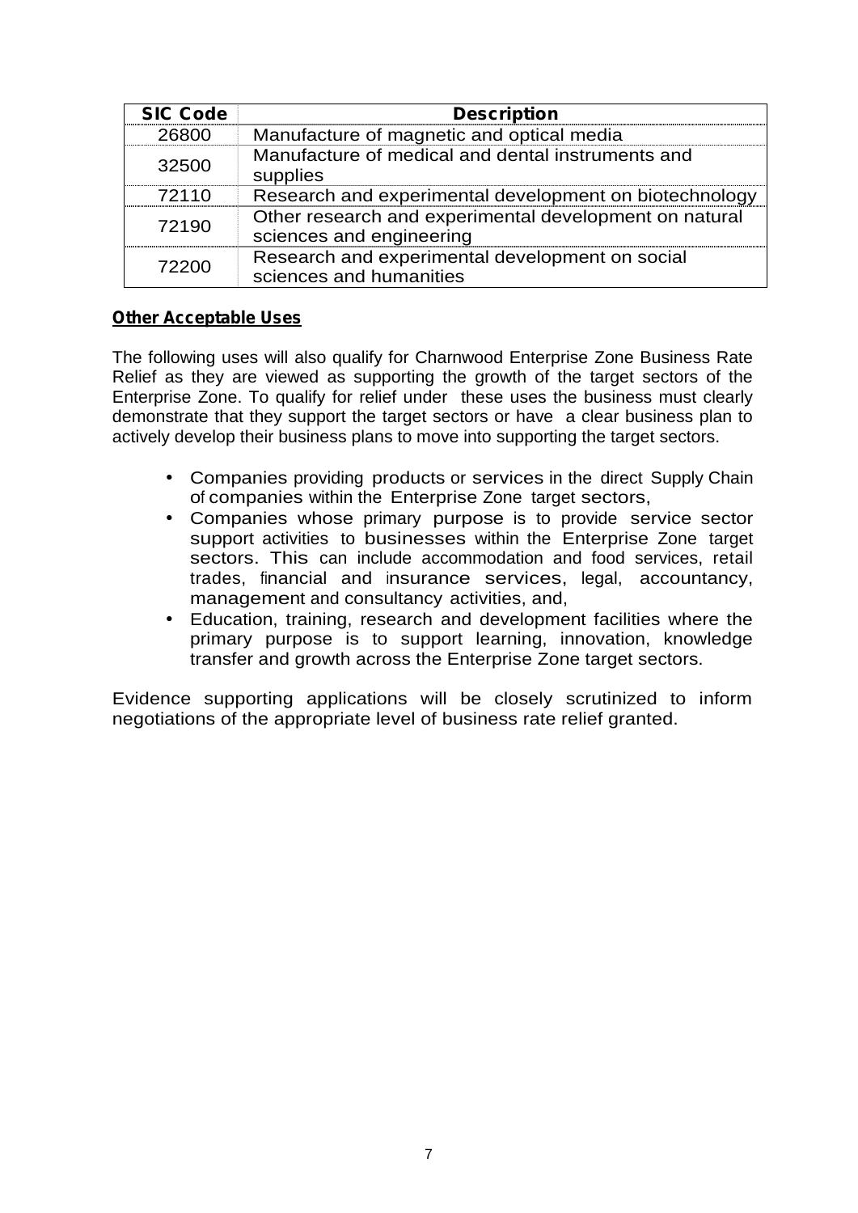| SIC Code | Description |
|---|---|
| 26800 | Manufacture of magnetic and optical media |
| 32500 | Manufacture of medical and dental instruments and supplies |
| 72110 | Research and experimental development on biotechnology |
| 72190 | Other research and experimental development on natural sciences and engineering |
| 72200 | Research and experimental development on social sciences and humanities |

**Other Acceptable Uses**

The following uses will also qualify for Charnwood Enterprise Zone Business Rate Relief as they are viewed as supporting the growth of the target sectors of the Enterprise Zone. To qualify for relief under these uses the business must clearly demonstrate that they support the target sectors or have a clear business plan to actively develop their business plans to move into supporting the target sectors.

- Companies providing products or services in the direct Supply Chain of companies within the Enterprise Zone target sectors,
- Companies whose primary purpose is to provide service sector support activities to businesses within the Enterprise Zone target sectors. This can include accommodation and food services, retail trades, financial and insurance services, legal, accountancy, management and consultancy activities, and,
- Education, training, research and development facilities where the primary purpose is to support learning, innovation, knowledge transfer and growth across the Enterprise Zone target sectors.

Evidence supporting applications will be closely scrutinized to inform negotiations of the appropriate level of business rate relief granted.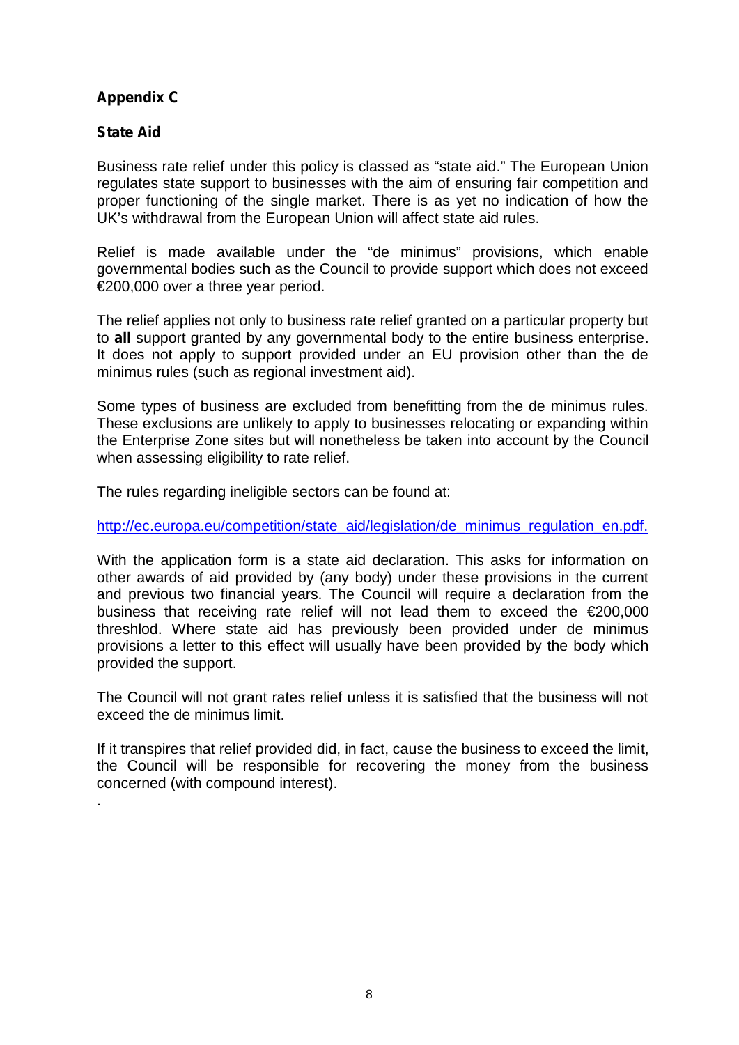**Appendix C**

**State Aid**

Business rate relief under this policy is classed as "state aid." The European Union regulates state support to businesses with the aim of ensuring fair competition and proper functioning of the single market. There is as yet no indication of how the UK's withdrawal from the European Union will affect state aid rules.

Relief is made available under the "de minimus" provisions, which enable governmental bodies such as the Council to provide support which does not exceed €200,000 over a three year period.

The relief applies not only to business rate relief granted on a particular property but to **all** support granted by any governmental body to the entire business enterprise. It does not apply to support provided under an EU provision other than the de minimus rules (such as regional investment aid).

Some types of business are excluded from benefitting from the de minimus rules. These exclusions are unlikely to apply to businesses relocating or expanding within the Enterprise Zone sites but will nonetheless be taken into account by the Council when assessing eligibility to rate relief.

The rules regarding ineligible sectors can be found at:

http://ec.europa.eu/competition/state_aid/legislation/de_minimus_regulation_en.pdf.

With the application form is a state aid declaration. This asks for information on other awards of aid provided by (any body) under these provisions in the current and previous two financial years. The Council will require a declaration from the business that receiving rate relief will not lead them to exceed the €200,000 threshlod. Where state aid has previously been provided under de minimus provisions a letter to this effect will usually have been provided by the body which provided the support.

The Council will not grant rates relief unless it is satisfied that the business will not exceed the de minimus limit.

If it transpires that relief provided did, in fact, cause the business to exceed the limit, the Council will be responsible for recovering the money from the business concerned (with compound interest).

.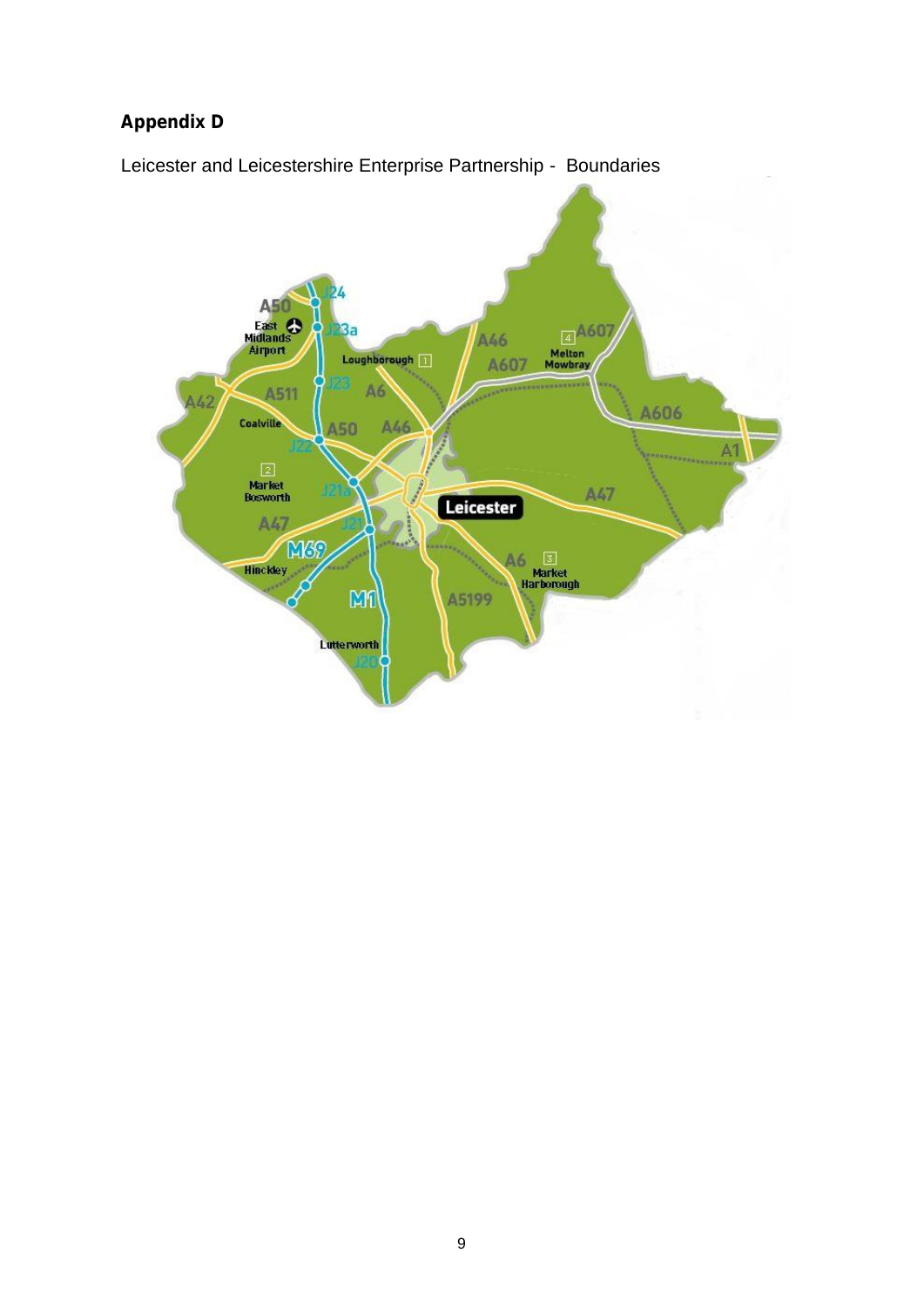## Appendix D

Leicester and Leicestershire Enterprise Partnership - Boundaries

A50
East Midlands Airport
J24
J23a
Loughborough 1
A46
4 A607
A607
Melton Mowbray
A511
J23
A6
A42
A606
Coalville
A50
A46
J22
A1
2
Market Bosworth
J21a
Leicester
A47
A47
J21
M69
A6
3
Market Harborough
Hinckley
M1
A5199
Lutterworth
J20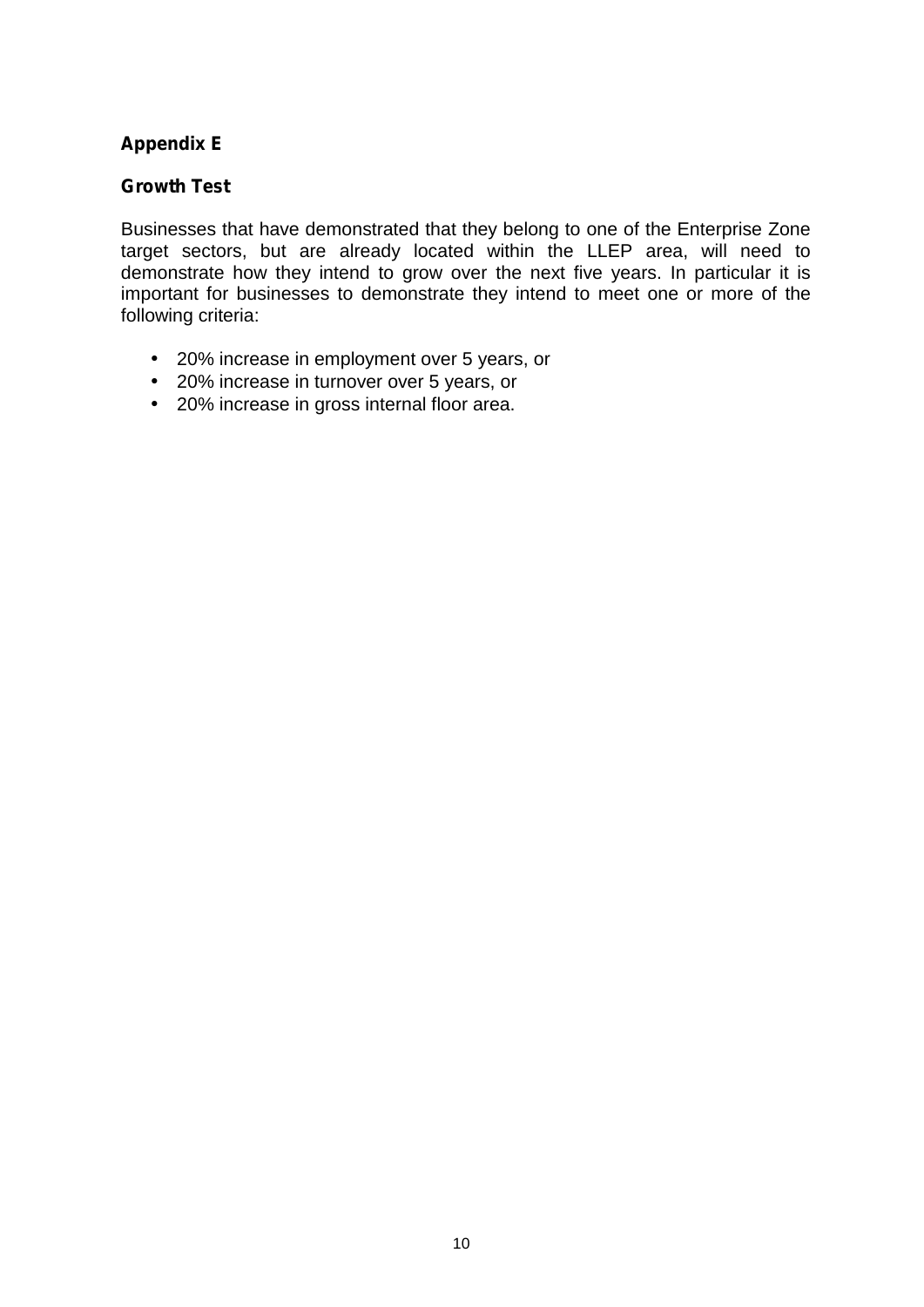## Appendix E

### Growth Test

Businesses that have demonstrated that they belong to one of the Enterprise Zone target sectors, but are already located within the LLEP area, will need to demonstrate how they intend to grow over the next five years. In particular it is important for businesses to demonstrate they intend to meet one or more of the following criteria:

- 20% increase in employment over 5 years, or
- 20% increase in turnover over 5 years, or
- 20% increase in gross internal floor area.